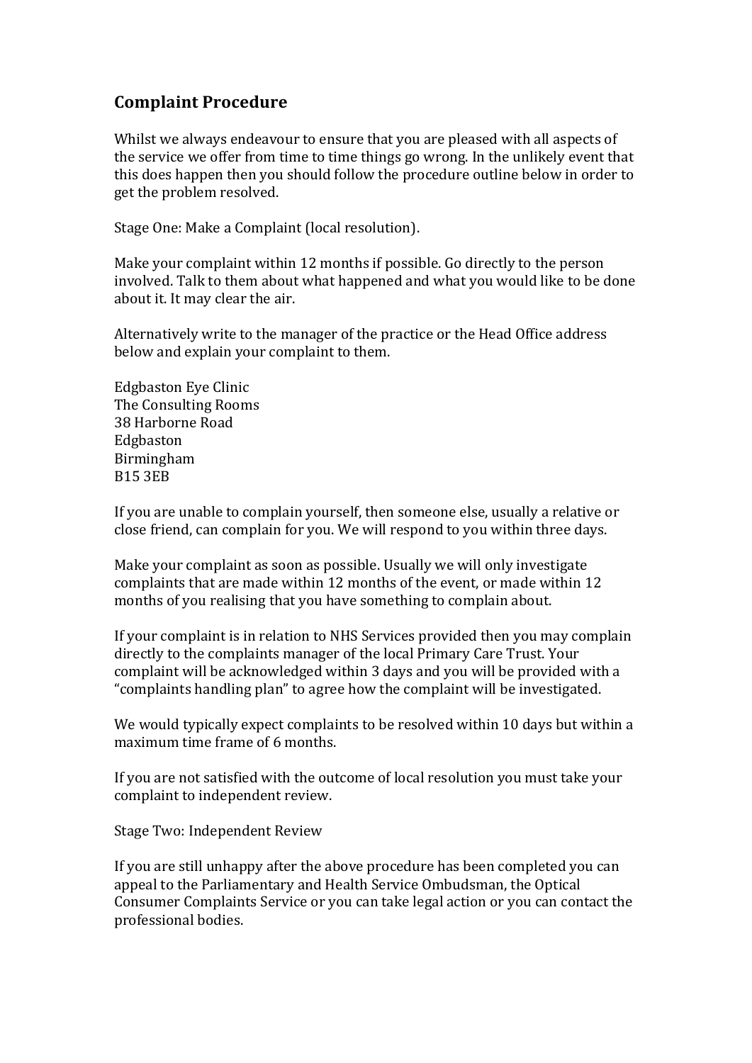## Complaint Procedure

Whilst we always endeavour to ensure that you are pleased with all aspects of the service we offer from time to time things go wrong. In the unlikely event that this does happen then you should follow the procedure outline below in order to get the problem resolved.

Stage One: Make a Complaint (local resolution).

Make your complaint within 12 months if possible. Go directly to the person involved. Talk to them about what happened and what you would like to be done about it. It may clear the air.

Alternatively write to the manager of the practice or the Head Office address below and explain your complaint to them.

Edgbaston Eye Clinic
The Consulting Rooms
38 Harborne Road
Edgbaston
Birmingham
B15 3EB

If you are unable to complain yourself, then someone else, usually a relative or close friend, can complain for you. We will respond to you within three days.

Make your complaint as soon as possible. Usually we will only investigate complaints that are made within 12 months of the event, or made within 12 months of you realising that you have something to complain about.

If your complaint is in relation to NHS Services provided then you may complain directly to the complaints manager of the local Primary Care Trust. Your complaint will be acknowledged within 3 days and you will be provided with a "complaints handling plan" to agree how the complaint will be investigated.

We would typically expect complaints to be resolved within 10 days but within a maximum time frame of 6 months.

If you are not satisfied with the outcome of local resolution you must take your complaint to independent review.

Stage Two: Independent Review

If you are still unhappy after the above procedure has been completed you can appeal to the Parliamentary and Health Service Ombudsman, the Optical Consumer Complaints Service or you can take legal action or you can contact the professional bodies.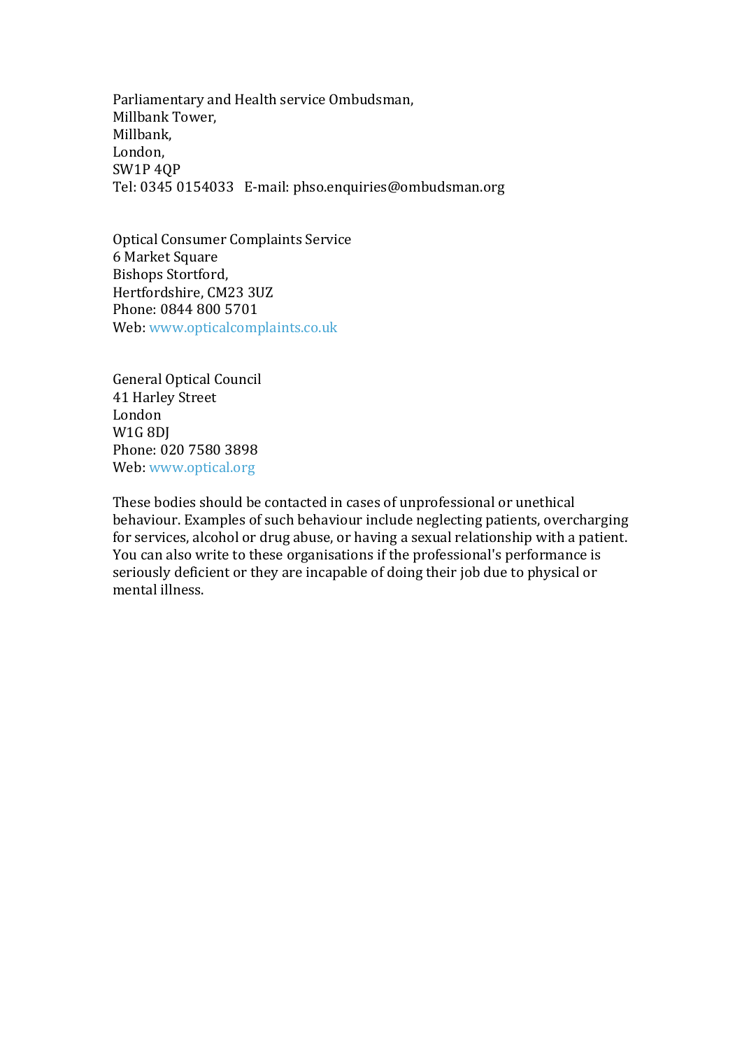Parliamentary and Health service Ombudsman,  
Millbank Tower,  
Millbank,  
London,  
SW1P 4QP  
Tel: 0345 0154033   E-mail: phso.enquiries@ombudsman.org

Optical Consumer Complaints Service  
6 Market Square  
Bishops Stortford,  
Hertfordshire, CM23 3UZ  
Phone: 0844 800 5701  
Web: www.opticalcomplaints.co.uk

General Optical Council  
41 Harley Street  
London  
W1G 8DJ  
Phone: 020 7580 3898  
Web: www.optical.org

These bodies should be contacted in cases of unprofessional or unethical behaviour. Examples of such behaviour include neglecting patients, overcharging for services, alcohol or drug abuse, or having a sexual relationship with a patient. You can also write to these organisations if the professional's performance is seriously deficient or they are incapable of doing their job due to physical or mental illness.